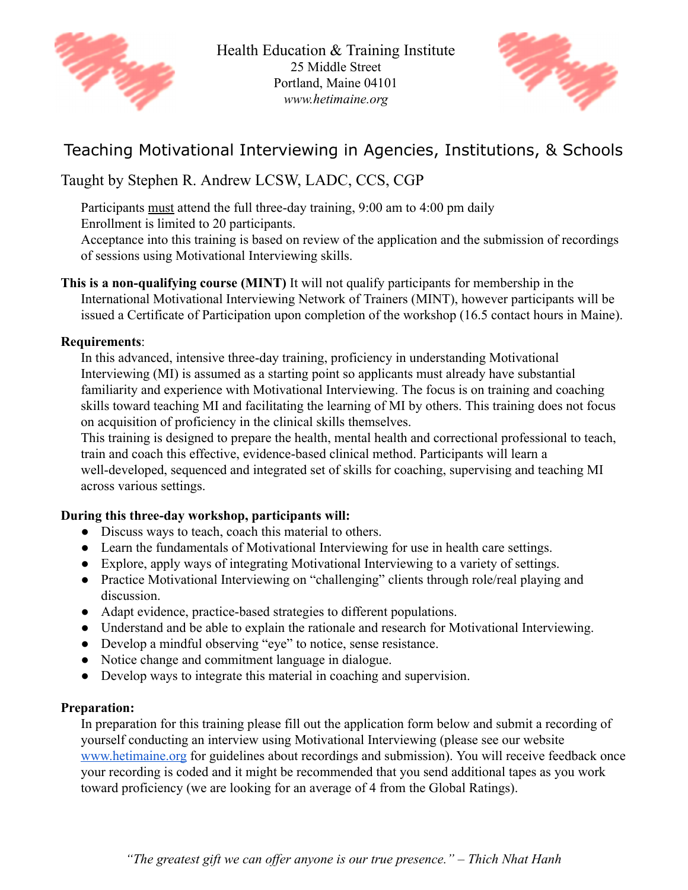Health Education & Training Institute
25 Middle Street
Portland, Maine 04101
*www.hetimaine.org*

# Teaching Motivational Interviewing in Agencies, Institutions, & Schools

## Taught by Stephen R. Andrew LCSW, LADC, CCS, CGP

Participants must attend the full three-day training, 9:00 am to 4:00 pm daily
Enrollment is limited to 20 participants.
Acceptance into this training is based on review of the application and the submission of recordings of sessions using Motivational Interviewing skills.

**This is a non-qualifying course (MINT)** It will not qualify participants for membership in the International Motivational Interviewing Network of Trainers (MINT), however participants will be issued a Certificate of Participation upon completion of the workshop (16.5 contact hours in Maine).

**Requirements**:

In this advanced, intensive three-day training, proficiency in understanding Motivational Interviewing (MI) is assumed as a starting point so applicants must already have substantial familiarity and experience with Motivational Interviewing. The focus is on training and coaching skills toward teaching MI and facilitating the learning of MI by others. This training does not focus on acquisition of proficiency in the clinical skills themselves.

This training is designed to prepare the health, mental health and correctional professional to teach, train and coach this effective, evidence-based clinical method. Participants will learn a well-developed, sequenced and integrated set of skills for coaching, supervising and teaching MI across various settings.

**During this three-day workshop, participants will:**

- Discuss ways to teach, coach this material to others.
- Learn the fundamentals of Motivational Interviewing for use in health care settings.
- Explore, apply ways of integrating Motivational Interviewing to a variety of settings.
- Practice Motivational Interviewing on "challenging" clients through role/real playing and discussion.
- Adapt evidence, practice-based strategies to different populations.
- Understand and be able to explain the rationale and research for Motivational Interviewing.
- Develop a mindful observing "eye" to notice, sense resistance.
- Notice change and commitment language in dialogue.
- Develop ways to integrate this material in coaching and supervision.

**Preparation:**

In preparation for this training please fill out the application form below and submit a recording of yourself conducting an interview using Motivational Interviewing (please see our website www.hetimaine.org for guidelines about recordings and submission). You will receive feedback once your recording is coded and it might be recommended that you send additional tapes as you work toward proficiency (we are looking for an average of 4 from the Global Ratings).

*"The greatest gift we can offer anyone is our true presence." – Thich Nhat Hanh*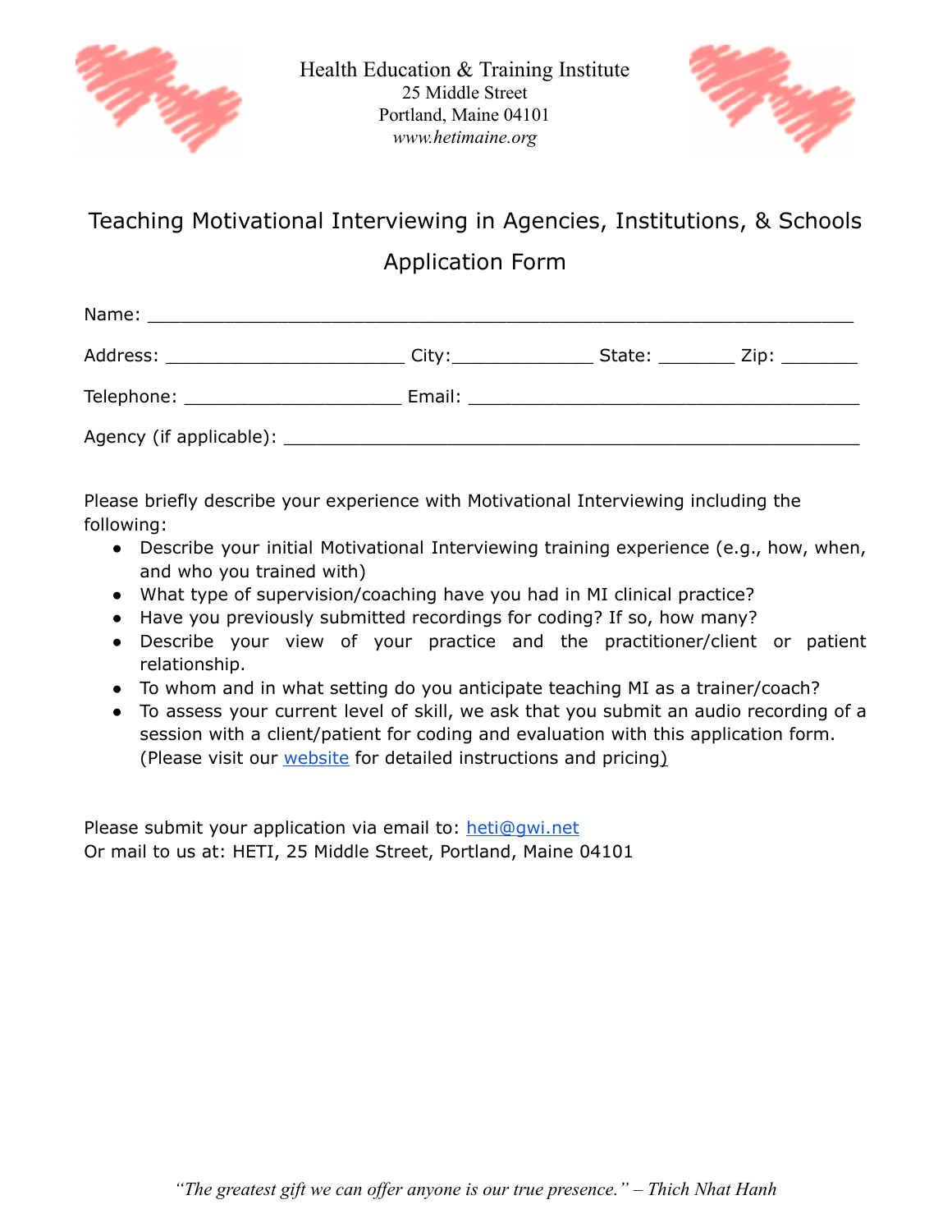Health Education & Training Institute
25 Middle Street
Portland, Maine 04101
*www.hetimaine.org*

# Teaching Motivational Interviewing in Agencies, Institutions, & Schools

## Application Form

Name: ____________________________________________________________

Address: _____________________ City:____________ State: _______ Zip: _______

Telephone: ___________________ Email: ________________________________

Agency (if applicable): ____________________________________________

Please briefly describe your experience with Motivational Interviewing including the following:

- Describe your initial Motivational Interviewing training experience (e.g., how, when, and who you trained with)
- What type of supervision/coaching have you had in MI clinical practice?
- Have you previously submitted recordings for coding? If so, how many?
- Describe your view of your practice and the practitioner/client or patient relationship.
- To whom and in what setting do you anticipate teaching MI as a trainer/coach?
- To assess your current level of skill, we ask that you submit an audio recording of a session with a client/patient for coding and evaluation with this application form. (Please visit our website for detailed instructions and pricing)

Please submit your application via email to: heti@gwi.net
Or mail to us at: HETI, 25 Middle Street, Portland, Maine 04101

*"The greatest gift we can offer anyone is our true presence." – Thich Nhat Hanh*